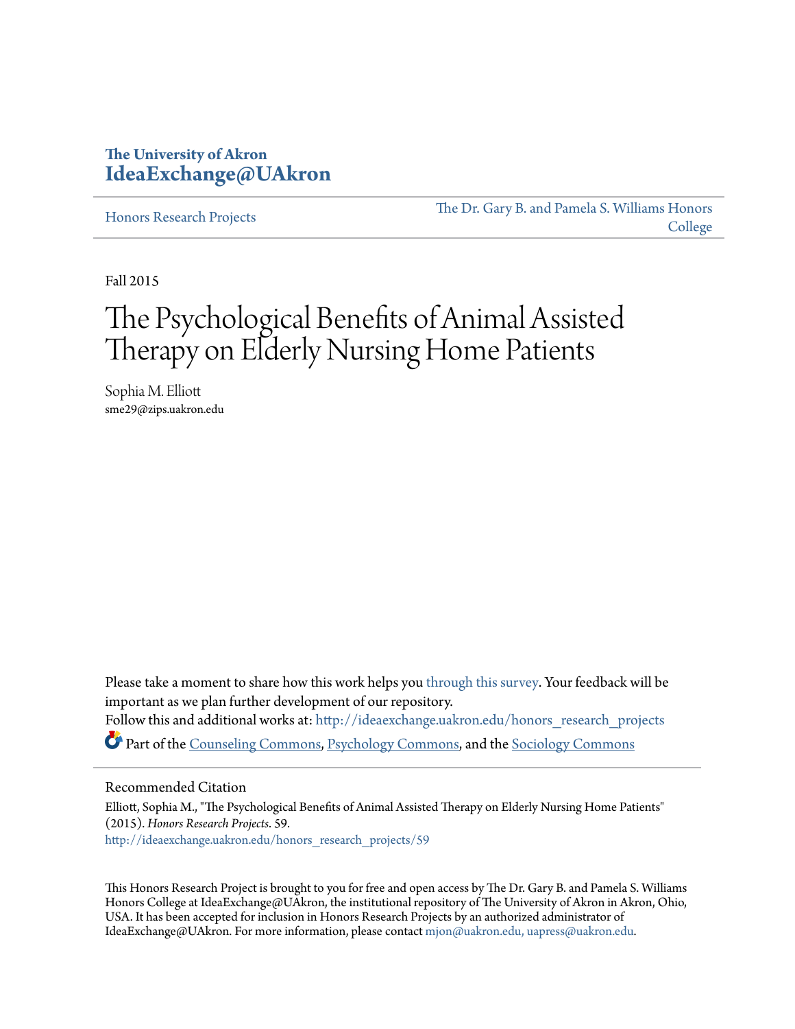The University of Akron
**IdeaExchange@UAkron**

Honors Research Projects | The Dr. Gary B. and Pamela S. Williams Honors College

Fall 2015

# The Psychological Benefits of Animal Assisted Therapy on Elderly Nursing Home Patients

Sophia M. Elliott
sme29@zips.uakron.edu

Please take a moment to share how this work helps you through this survey. Your feedback will be important as we plan further development of our repository.
Follow this and additional works at: http://ideaexchange.uakron.edu/honors_research_projects
Part of the Counseling Commons, Psychology Commons, and the Sociology Commons

## Recommended Citation

Elliott, Sophia M., "The Psychological Benefits of Animal Assisted Therapy on Elderly Nursing Home Patients" (2015). *Honors Research Projects*. 59.
http://ideaexchange.uakron.edu/honors_research_projects/59

This Honors Research Project is brought to you for free and open access by The Dr. Gary B. and Pamela S. Williams Honors College at IdeaExchange@UAkron, the institutional repository of The University of Akron in Akron, Ohio, USA. It has been accepted for inclusion in Honors Research Projects by an authorized administrator of IdeaExchange@UAkron. For more information, please contact mjon@uakron.edu, uapress@uakron.edu.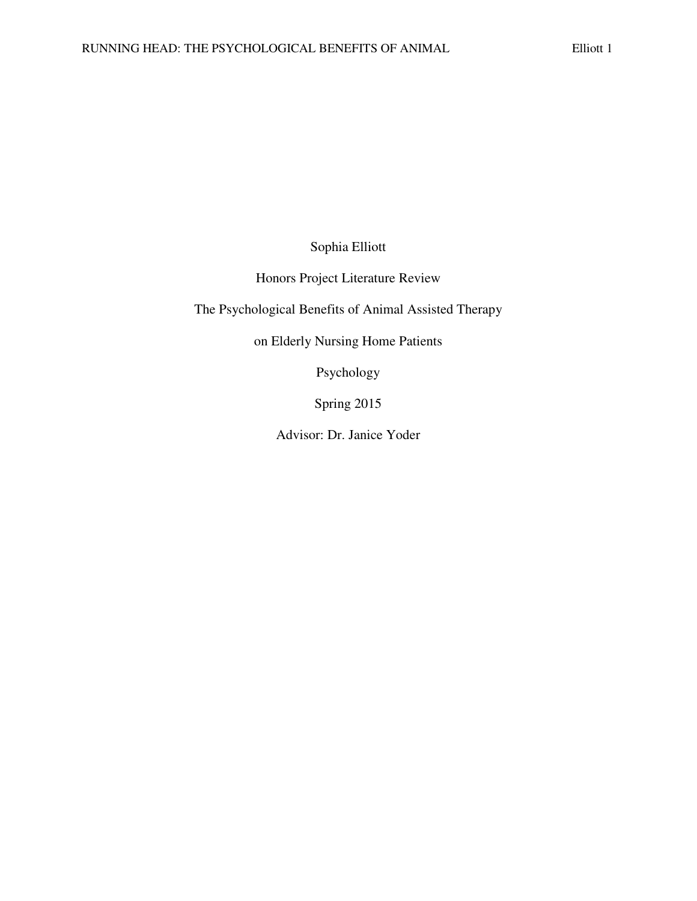Sophia Elliott

Honors Project Literature Review

The Psychological Benefits of Animal Assisted Therapy

on Elderly Nursing Home Patients

Psychology

Spring 2015

Advisor: Dr. Janice Yoder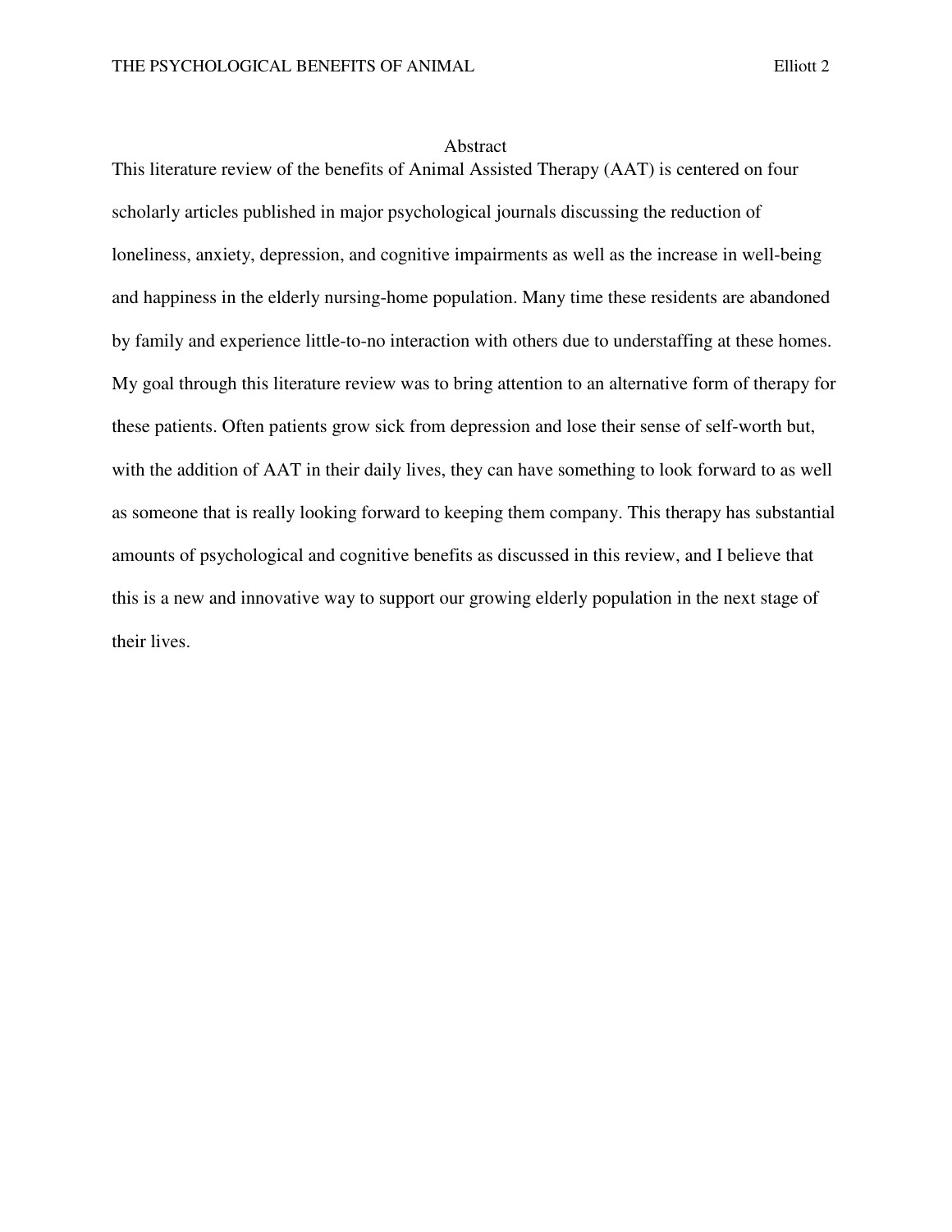## Abstract

This literature review of the benefits of Animal Assisted Therapy (AAT) is centered on four scholarly articles published in major psychological journals discussing the reduction of loneliness, anxiety, depression, and cognitive impairments as well as the increase in well-being and happiness in the elderly nursing-home population. Many time these residents are abandoned by family and experience little-to-no interaction with others due to understaffing at these homes. My goal through this literature review was to bring attention to an alternative form of therapy for these patients. Often patients grow sick from depression and lose their sense of self-worth but, with the addition of AAT in their daily lives, they can have something to look forward to as well as someone that is really looking forward to keeping them company. This therapy has substantial amounts of psychological and cognitive benefits as discussed in this review, and I believe that this is a new and innovative way to support our growing elderly population in the next stage of their lives.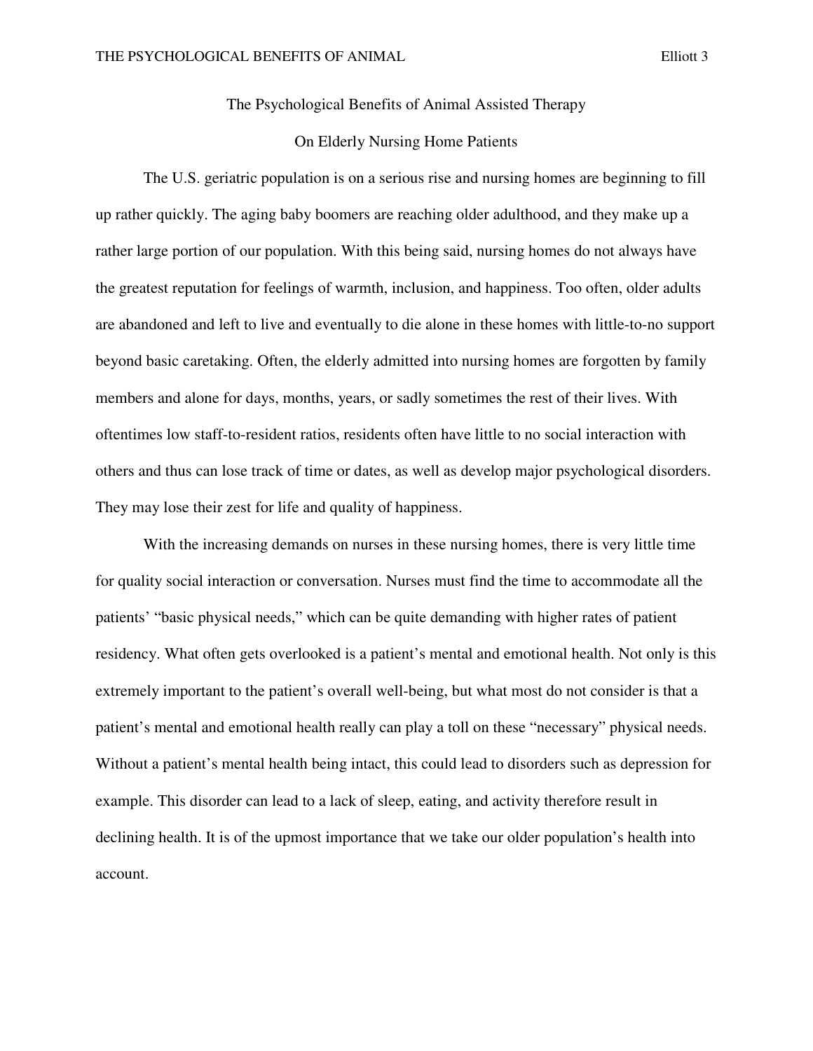# The Psychological Benefits of Animal Assisted Therapy

## On Elderly Nursing Home Patients

The U.S. geriatric population is on a serious rise and nursing homes are beginning to fill up rather quickly. The aging baby boomers are reaching older adulthood, and they make up a rather large portion of our population. With this being said, nursing homes do not always have the greatest reputation for feelings of warmth, inclusion, and happiness. Too often, older adults are abandoned and left to live and eventually to die alone in these homes with little-to-no support beyond basic caretaking. Often, the elderly admitted into nursing homes are forgotten by family members and alone for days, months, years, or sadly sometimes the rest of their lives. With oftentimes low staff-to-resident ratios, residents often have little to no social interaction with others and thus can lose track of time or dates, as well as develop major psychological disorders. They may lose their zest for life and quality of happiness.

With the increasing demands on nurses in these nursing homes, there is very little time for quality social interaction or conversation. Nurses must find the time to accommodate all the patients' "basic physical needs," which can be quite demanding with higher rates of patient residency. What often gets overlooked is a patient's mental and emotional health. Not only is this extremely important to the patient's overall well-being, but what most do not consider is that a patient's mental and emotional health really can play a toll on these "necessary" physical needs. Without a patient's mental health being intact, this could lead to disorders such as depression for example. This disorder can lead to a lack of sleep, eating, and activity therefore result in declining health. It is of the upmost importance that we take our older population's health into account.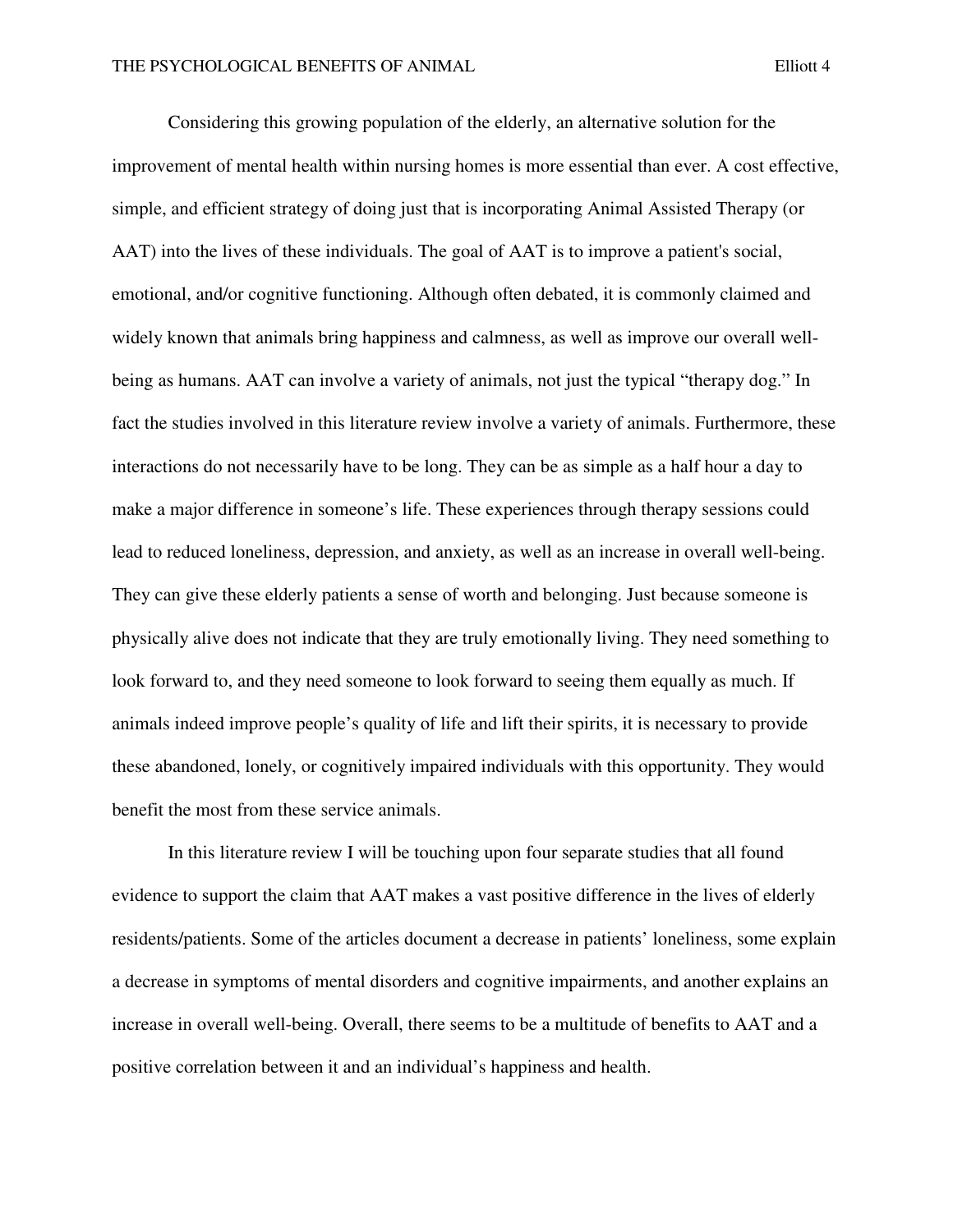Considering this growing population of the elderly, an alternative solution for the improvement of mental health within nursing homes is more essential than ever. A cost effective, simple, and efficient strategy of doing just that is incorporating Animal Assisted Therapy (or AAT) into the lives of these individuals. The goal of AAT is to improve a patient's social, emotional, and/or cognitive functioning. Although often debated, it is commonly claimed and widely known that animals bring happiness and calmness, as well as improve our overall well-being as humans. AAT can involve a variety of animals, not just the typical "therapy dog." In fact the studies involved in this literature review involve a variety of animals. Furthermore, these interactions do not necessarily have to be long. They can be as simple as a half hour a day to make a major difference in someone's life. These experiences through therapy sessions could lead to reduced loneliness, depression, and anxiety, as well as an increase in overall well-being. They can give these elderly patients a sense of worth and belonging. Just because someone is physically alive does not indicate that they are truly emotionally living. They need something to look forward to, and they need someone to look forward to seeing them equally as much. If animals indeed improve people's quality of life and lift their spirits, it is necessary to provide these abandoned, lonely, or cognitively impaired individuals with this opportunity. They would benefit the most from these service animals.

In this literature review I will be touching upon four separate studies that all found evidence to support the claim that AAT makes a vast positive difference in the lives of elderly residents/patients. Some of the articles document a decrease in patients' loneliness, some explain a decrease in symptoms of mental disorders and cognitive impairments, and another explains an increase in overall well-being. Overall, there seems to be a multitude of benefits to AAT and a positive correlation between it and an individual's happiness and health.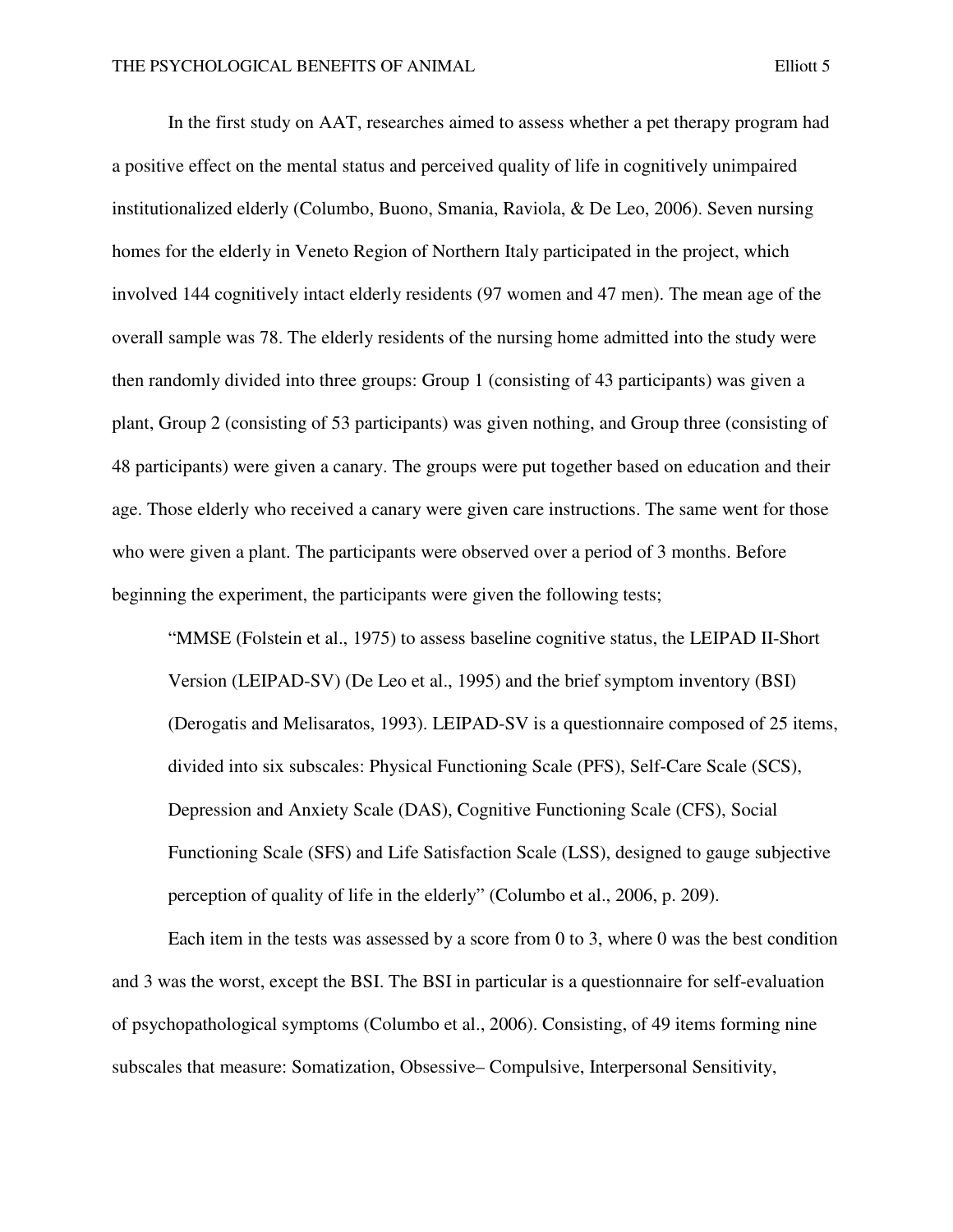In the first study on AAT, researches aimed to assess whether a pet therapy program had a positive effect on the mental status and perceived quality of life in cognitively unimpaired institutionalized elderly (Columbo, Buono, Smania, Raviola, & De Leo, 2006). Seven nursing homes for the elderly in Veneto Region of Northern Italy participated in the project, which involved 144 cognitively intact elderly residents (97 women and 47 men). The mean age of the overall sample was 78. The elderly residents of the nursing home admitted into the study were then randomly divided into three groups: Group 1 (consisting of 43 participants) was given a plant, Group 2 (consisting of 53 participants) was given nothing, and Group three (consisting of 48 participants) were given a canary. The groups were put together based on education and their age. Those elderly who received a canary were given care instructions. The same went for those who were given a plant. The participants were observed over a period of 3 months. Before beginning the experiment, the participants were given the following tests;

> "MMSE (Folstein et al., 1975) to assess baseline cognitive status, the LEIPAD II-Short Version (LEIPAD-SV) (De Leo et al., 1995) and the brief symptom inventory (BSI) (Derogatis and Melisaratos, 1993). LEIPAD-SV is a questionnaire composed of 25 items, divided into six subscales: Physical Functioning Scale (PFS), Self-Care Scale (SCS), Depression and Anxiety Scale (DAS), Cognitive Functioning Scale (CFS), Social Functioning Scale (SFS) and Life Satisfaction Scale (LSS), designed to gauge subjective perception of quality of life in the elderly" (Columbo et al., 2006, p. 209).

Each item in the tests was assessed by a score from 0 to 3, where 0 was the best condition and 3 was the worst, except the BSI. The BSI in particular is a questionnaire for self-evaluation of psychopathological symptoms (Columbo et al., 2006). Consisting, of 49 items forming nine subscales that measure: Somatization, Obsessive– Compulsive, Interpersonal Sensitivity,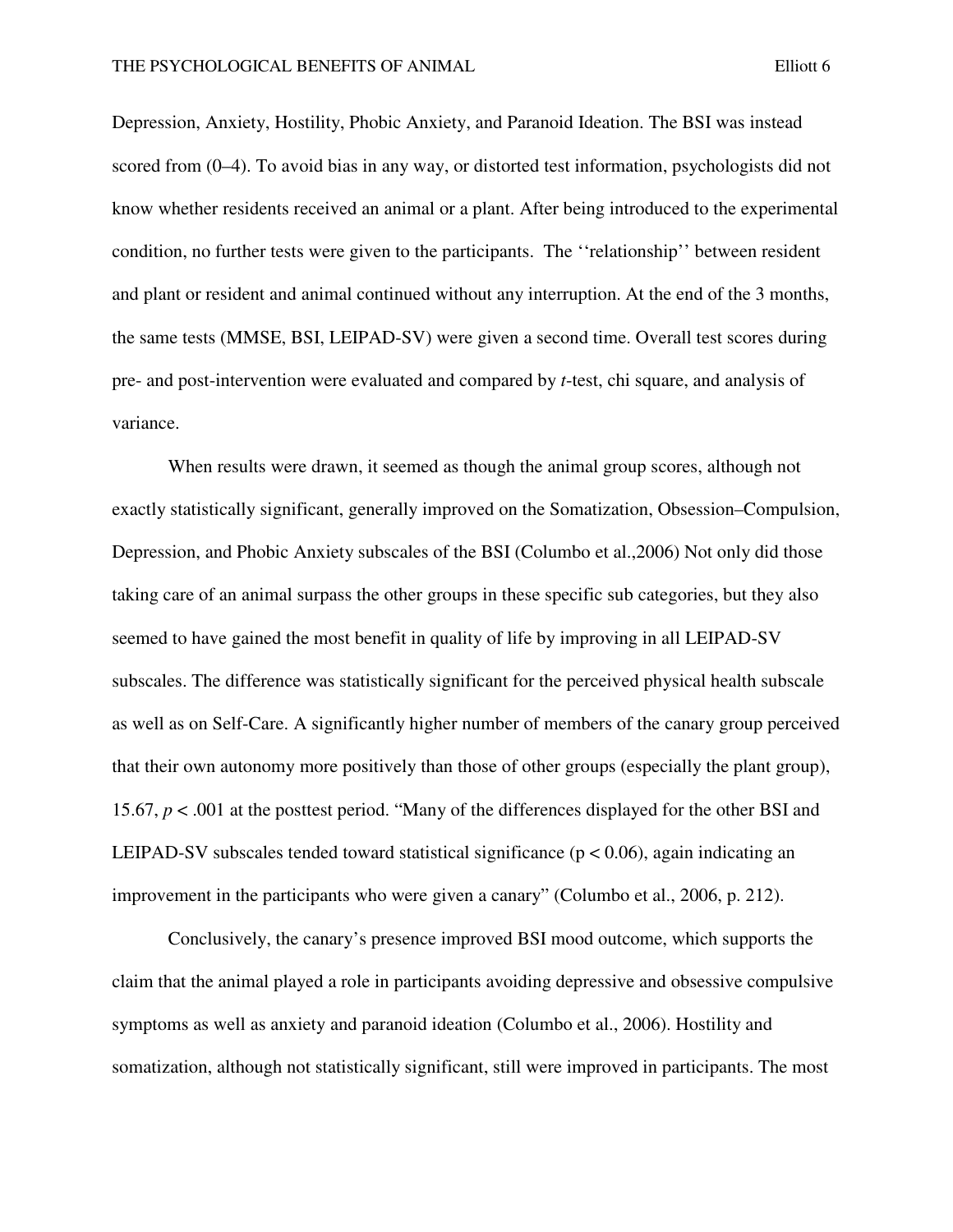Depression, Anxiety, Hostility, Phobic Anxiety, and Paranoid Ideation. The BSI was instead scored from (0–4). To avoid bias in any way, or distorted test information, psychologists did not know whether residents received an animal or a plant. After being introduced to the experimental condition, no further tests were given to the participants. The ''relationship'' between resident and plant or resident and animal continued without any interruption. At the end of the 3 months, the same tests (MMSE, BSI, LEIPAD-SV) were given a second time. Overall test scores during pre- and post-intervention were evaluated and compared by *t*-test, chi square, and analysis of variance.

When results were drawn, it seemed as though the animal group scores, although not exactly statistically significant, generally improved on the Somatization, Obsession–Compulsion, Depression, and Phobic Anxiety subscales of the BSI (Columbo et al.,2006) Not only did those taking care of an animal surpass the other groups in these specific sub categories, but they also seemed to have gained the most benefit in quality of life by improving in all LEIPAD-SV subscales. The difference was statistically significant for the perceived physical health subscale as well as on Self-Care. A significantly higher number of members of the canary group perceived that their own autonomy more positively than those of other groups (especially the plant group), 15.67, $p < .001$ at the posttest period. "Many of the differences displayed for the other BSI and LEIPAD-SV subscales tended toward statistical significance ($p < 0.06$), again indicating an improvement in the participants who were given a canary" (Columbo et al., 2006, p. 212).

Conclusively, the canary's presence improved BSI mood outcome, which supports the claim that the animal played a role in participants avoiding depressive and obsessive compulsive symptoms as well as anxiety and paranoid ideation (Columbo et al., 2006). Hostility and somatization, although not statistically significant, still were improved in participants. The most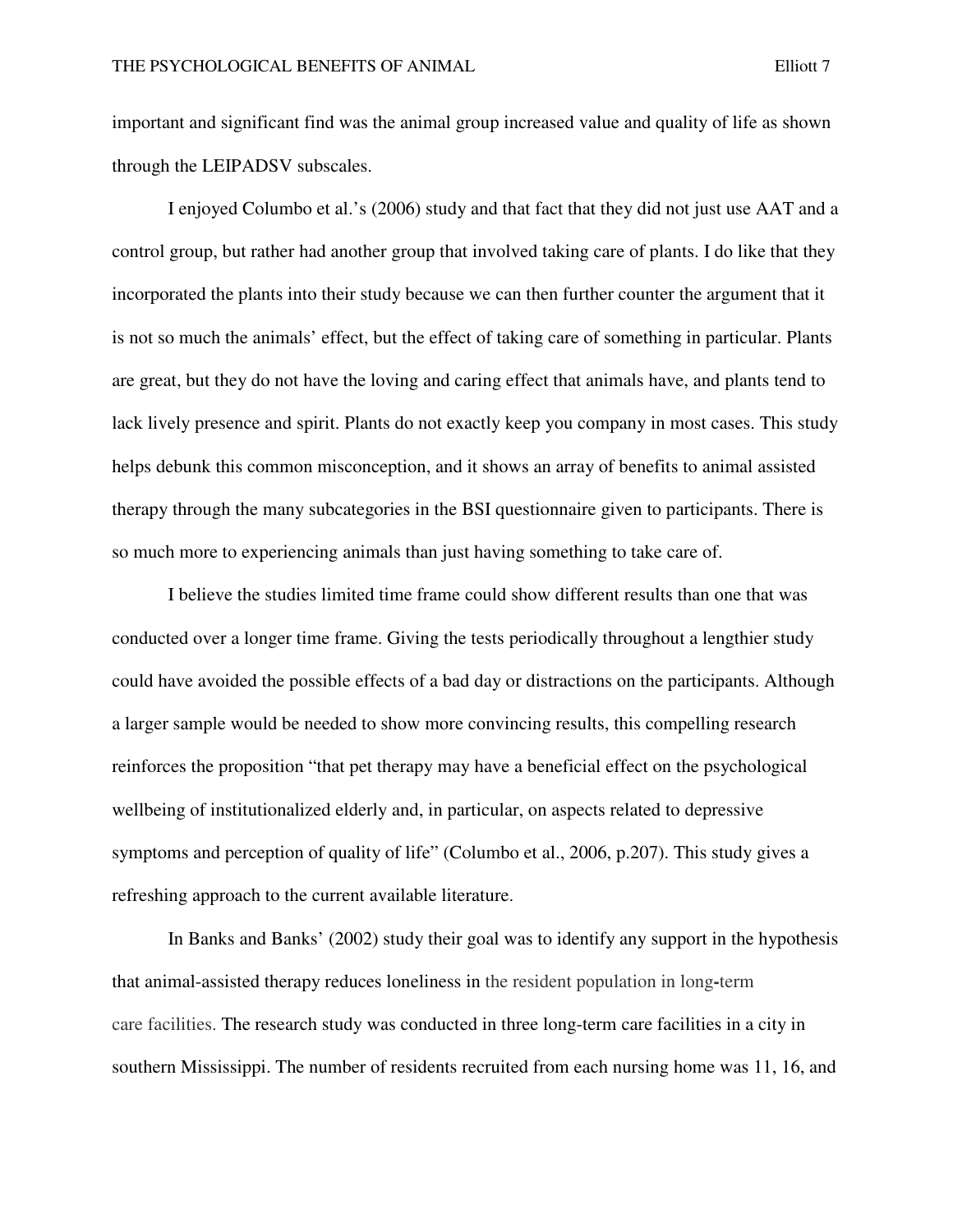important and significant find was the animal group increased value and quality of life as shown through the LEIPADSV subscales.

I enjoyed Columbo et al.'s (2006) study and that fact that they did not just use AAT and a control group, but rather had another group that involved taking care of plants. I do like that they incorporated the plants into their study because we can then further counter the argument that it is not so much the animals' effect, but the effect of taking care of something in particular. Plants are great, but they do not have the loving and caring effect that animals have, and plants tend to lack lively presence and spirit. Plants do not exactly keep you company in most cases. This study helps debunk this common misconception, and it shows an array of benefits to animal assisted therapy through the many subcategories in the BSI questionnaire given to participants. There is so much more to experiencing animals than just having something to take care of.

I believe the studies limited time frame could show different results than one that was conducted over a longer time frame. Giving the tests periodically throughout a lengthier study could have avoided the possible effects of a bad day or distractions on the participants. Although a larger sample would be needed to show more convincing results, this compelling research reinforces the proposition "that pet therapy may have a beneficial effect on the psychological wellbeing of institutionalized elderly and, in particular, on aspects related to depressive symptoms and perception of quality of life" (Columbo et al., 2006, p.207). This study gives a refreshing approach to the current available literature.

In Banks and Banks' (2002) study their goal was to identify any support in the hypothesis that animal-assisted therapy reduces loneliness in the resident population in long-term care facilities. The research study was conducted in three long-term care facilities in a city in southern Mississippi. The number of residents recruited from each nursing home was 11, 16, and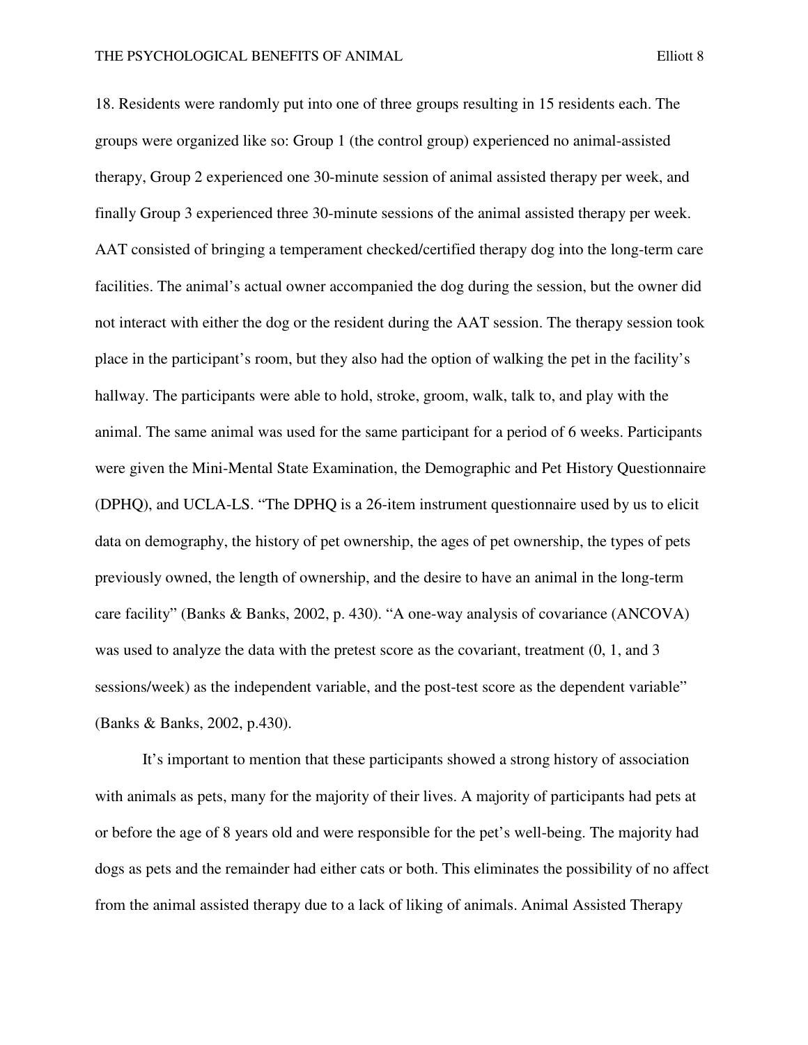18. Residents were randomly put into one of three groups resulting in 15 residents each. The groups were organized like so: Group 1 (the control group) experienced no animal-assisted therapy, Group 2 experienced one 30-minute session of animal assisted therapy per week, and finally Group 3 experienced three 30-minute sessions of the animal assisted therapy per week. AAT consisted of bringing a temperament checked/certified therapy dog into the long-term care facilities. The animal's actual owner accompanied the dog during the session, but the owner did not interact with either the dog or the resident during the AAT session. The therapy session took place in the participant's room, but they also had the option of walking the pet in the facility's hallway. The participants were able to hold, stroke, groom, walk, talk to, and play with the animal. The same animal was used for the same participant for a period of 6 weeks. Participants were given the Mini-Mental State Examination, the Demographic and Pet History Questionnaire (DPHQ), and UCLA-LS. "The DPHQ is a 26-item instrument questionnaire used by us to elicit data on demography, the history of pet ownership, the ages of pet ownership, the types of pets previously owned, the length of ownership, and the desire to have an animal in the long-term care facility" (Banks & Banks, 2002, p. 430). "A one-way analysis of covariance (ANCOVA) was used to analyze the data with the pretest score as the covariant, treatment (0, 1, and 3 sessions/week) as the independent variable, and the post-test score as the dependent variable" (Banks & Banks, 2002, p.430).

It's important to mention that these participants showed a strong history of association with animals as pets, many for the majority of their lives. A majority of participants had pets at or before the age of 8 years old and were responsible for the pet's well-being. The majority had dogs as pets and the remainder had either cats or both. This eliminates the possibility of no affect from the animal assisted therapy due to a lack of liking of animals. Animal Assisted Therapy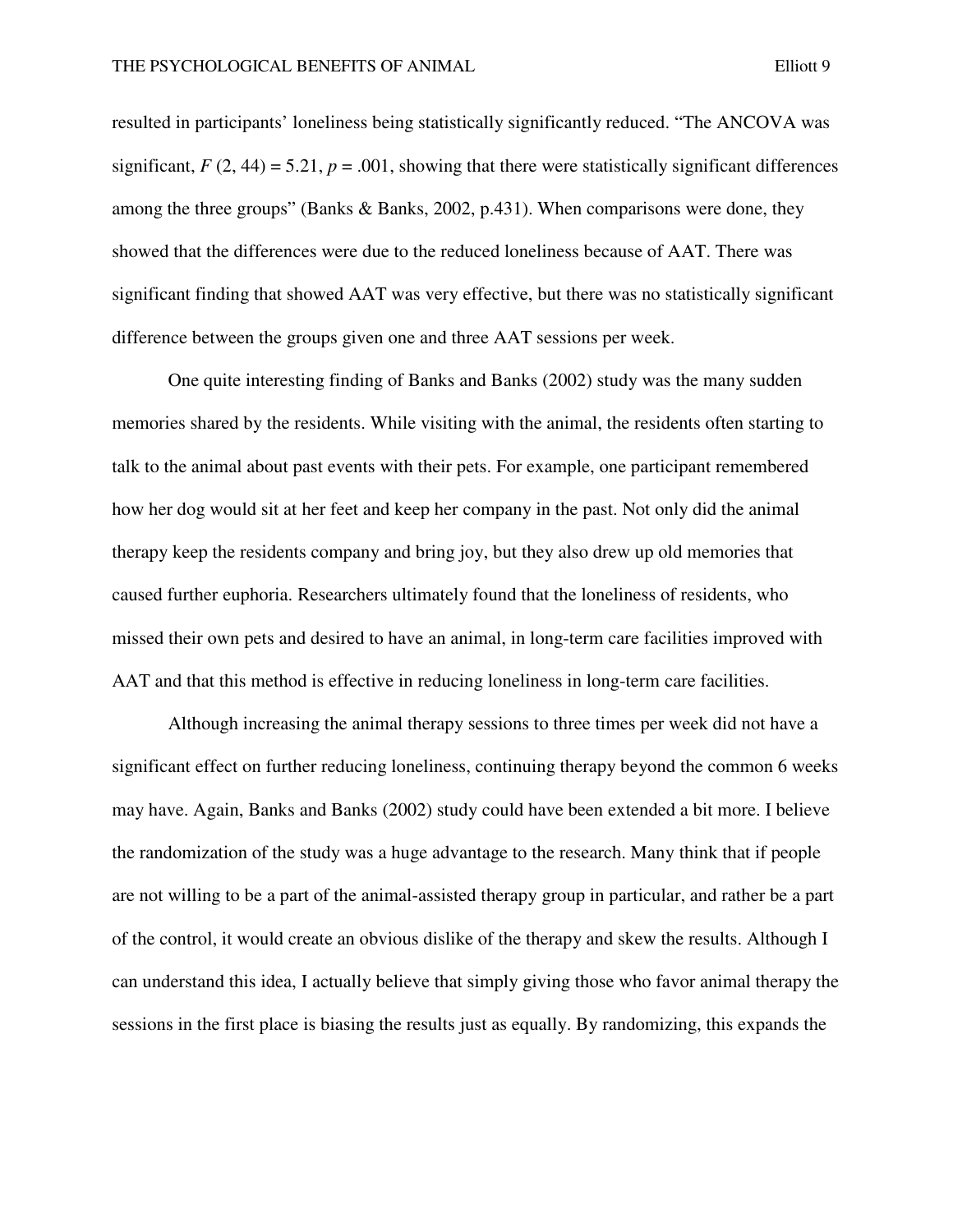resulted in participants' loneliness being statistically significantly reduced. "The ANCOVA was significant, $F$ (2, 44) = 5.21, $p$ = .001, showing that there were statistically significant differences among the three groups" (Banks & Banks, 2002, p.431). When comparisons were done, they showed that the differences were due to the reduced loneliness because of AAT. There was significant finding that showed AAT was very effective, but there was no statistically significant difference between the groups given one and three AAT sessions per week.

One quite interesting finding of Banks and Banks (2002) study was the many sudden memories shared by the residents. While visiting with the animal, the residents often starting to talk to the animal about past events with their pets. For example, one participant remembered how her dog would sit at her feet and keep her company in the past. Not only did the animal therapy keep the residents company and bring joy, but they also drew up old memories that caused further euphoria. Researchers ultimately found that the loneliness of residents, who missed their own pets and desired to have an animal, in long-term care facilities improved with AAT and that this method is effective in reducing loneliness in long-term care facilities.

Although increasing the animal therapy sessions to three times per week did not have a significant effect on further reducing loneliness, continuing therapy beyond the common 6 weeks may have. Again, Banks and Banks (2002) study could have been extended a bit more. I believe the randomization of the study was a huge advantage to the research. Many think that if people are not willing to be a part of the animal-assisted therapy group in particular, and rather be a part of the control, it would create an obvious dislike of the therapy and skew the results. Although I can understand this idea, I actually believe that simply giving those who favor animal therapy the sessions in the first place is biasing the results just as equally. By randomizing, this expands the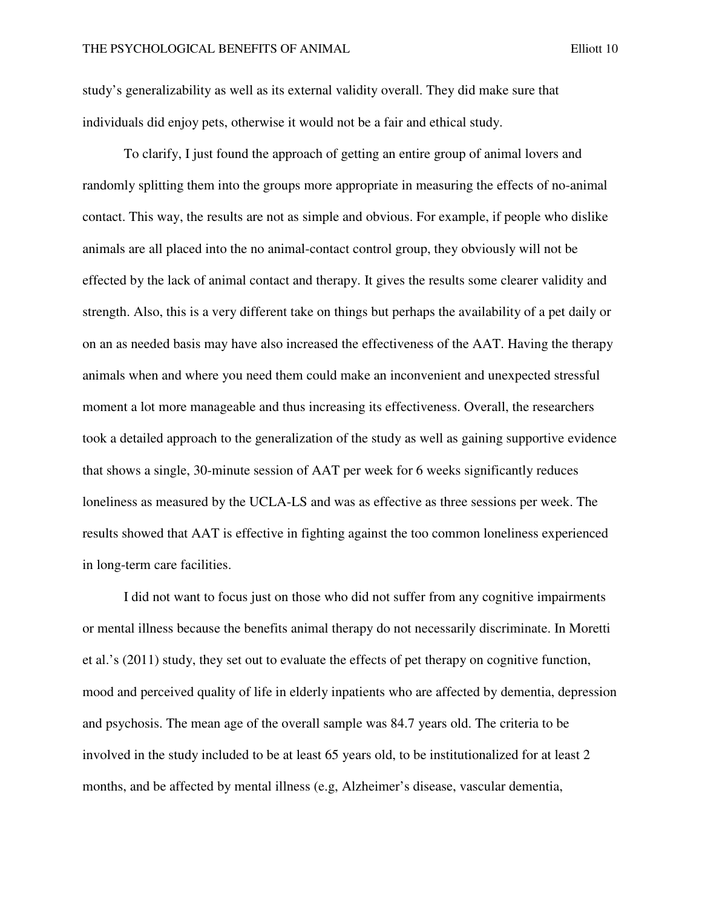study's generalizability as well as its external validity overall. They did make sure that individuals did enjoy pets, otherwise it would not be a fair and ethical study.

To clarify, I just found the approach of getting an entire group of animal lovers and randomly splitting them into the groups more appropriate in measuring the effects of no-animal contact. This way, the results are not as simple and obvious. For example, if people who dislike animals are all placed into the no animal-contact control group, they obviously will not be effected by the lack of animal contact and therapy. It gives the results some clearer validity and strength. Also, this is a very different take on things but perhaps the availability of a pet daily or on an as needed basis may have also increased the effectiveness of the AAT. Having the therapy animals when and where you need them could make an inconvenient and unexpected stressful moment a lot more manageable and thus increasing its effectiveness. Overall, the researchers took a detailed approach to the generalization of the study as well as gaining supportive evidence that shows a single, 30-minute session of AAT per week for 6 weeks significantly reduces loneliness as measured by the UCLA-LS and was as effective as three sessions per week. The results showed that AAT is effective in fighting against the too common loneliness experienced in long-term care facilities.

I did not want to focus just on those who did not suffer from any cognitive impairments or mental illness because the benefits animal therapy do not necessarily discriminate. In Moretti et al.'s (2011) study, they set out to evaluate the effects of pet therapy on cognitive function, mood and perceived quality of life in elderly inpatients who are affected by dementia, depression and psychosis. The mean age of the overall sample was 84.7 years old. The criteria to be involved in the study included to be at least 65 years old, to be institutionalized for at least 2 months, and be affected by mental illness (e.g, Alzheimer's disease, vascular dementia,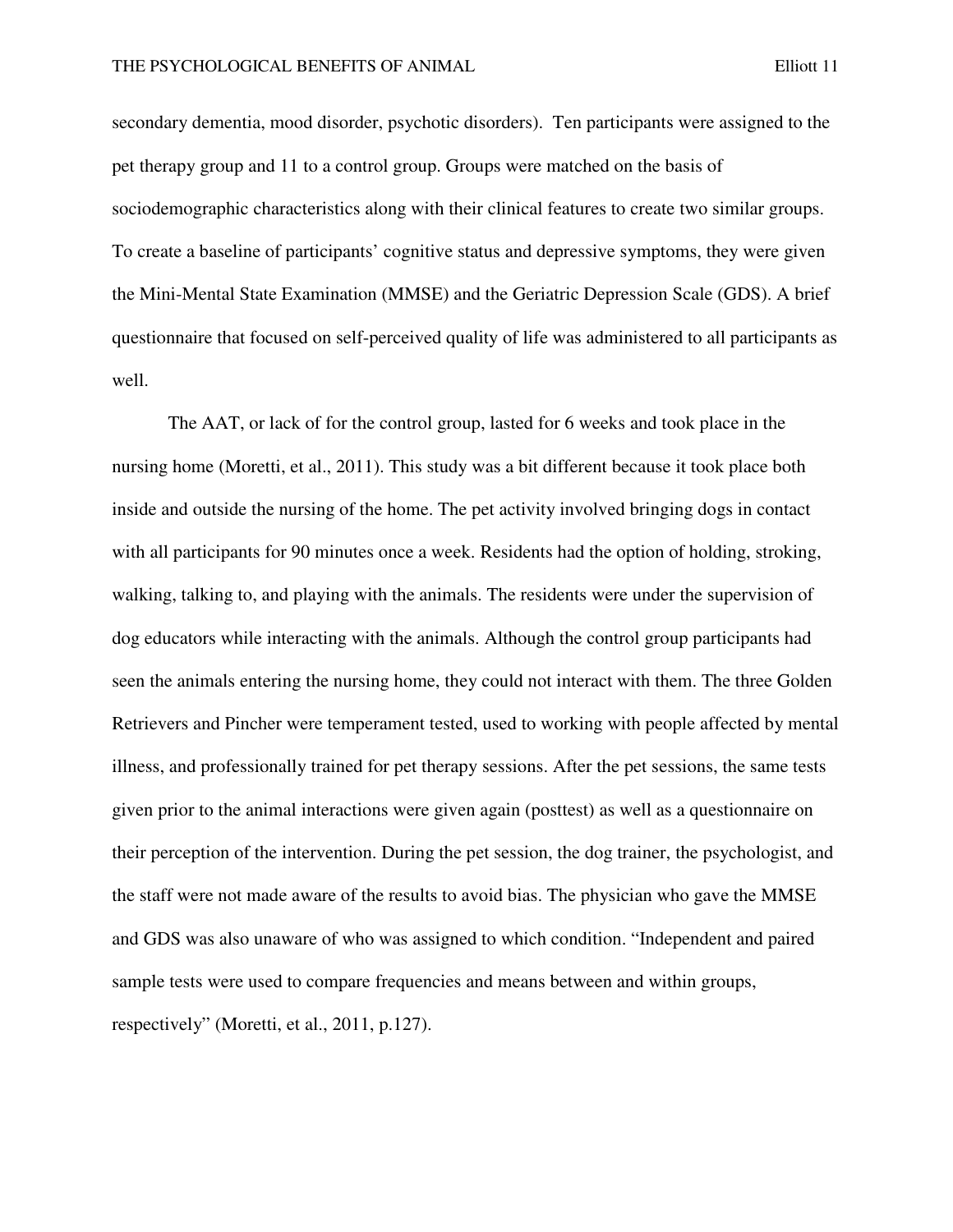secondary dementia, mood disorder, psychotic disorders). Ten participants were assigned to the pet therapy group and 11 to a control group. Groups were matched on the basis of sociodemographic characteristics along with their clinical features to create two similar groups. To create a baseline of participants' cognitive status and depressive symptoms, they were given the Mini-Mental State Examination (MMSE) and the Geriatric Depression Scale (GDS). A brief questionnaire that focused on self-perceived quality of life was administered to all participants as well.

The AAT, or lack of for the control group, lasted for 6 weeks and took place in the nursing home (Moretti, et al., 2011). This study was a bit different because it took place both inside and outside the nursing of the home. The pet activity involved bringing dogs in contact with all participants for 90 minutes once a week. Residents had the option of holding, stroking, walking, talking to, and playing with the animals. The residents were under the supervision of dog educators while interacting with the animals. Although the control group participants had seen the animals entering the nursing home, they could not interact with them. The three Golden Retrievers and Pincher were temperament tested, used to working with people affected by mental illness, and professionally trained for pet therapy sessions. After the pet sessions, the same tests given prior to the animal interactions were given again (posttest) as well as a questionnaire on their perception of the intervention. During the pet session, the dog trainer, the psychologist, and the staff were not made aware of the results to avoid bias. The physician who gave the MMSE and GDS was also unaware of who was assigned to which condition. "Independent and paired sample tests were used to compare frequencies and means between and within groups, respectively" (Moretti, et al., 2011, p.127).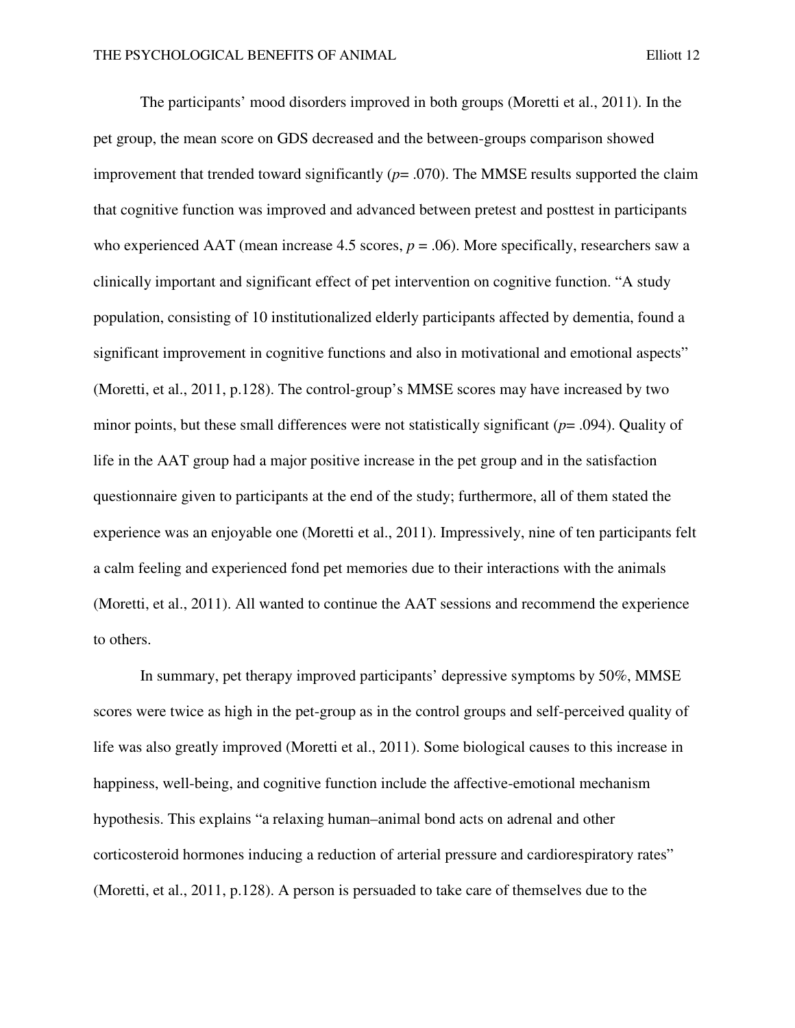The participants' mood disorders improved in both groups (Moretti et al., 2011). In the pet group, the mean score on GDS decreased and the between-groups comparison showed improvement that trended toward significantly ($p$= .070). The MMSE results supported the claim that cognitive function was improved and advanced between pretest and posttest in participants who experienced AAT (mean increase 4.5 scores, $p$ = .06). More specifically, researchers saw a clinically important and significant effect of pet intervention on cognitive function. "A study population, consisting of 10 institutionalized elderly participants affected by dementia, found a significant improvement in cognitive functions and also in motivational and emotional aspects" (Moretti, et al., 2011, p.128). The control-group's MMSE scores may have increased by two minor points, but these small differences were not statistically significant ($p$= .094). Quality of life in the AAT group had a major positive increase in the pet group and in the satisfaction questionnaire given to participants at the end of the study; furthermore, all of them stated the experience was an enjoyable one (Moretti et al., 2011). Impressively, nine of ten participants felt a calm feeling and experienced fond pet memories due to their interactions with the animals (Moretti, et al., 2011). All wanted to continue the AAT sessions and recommend the experience to others.

In summary, pet therapy improved participants' depressive symptoms by 50%, MMSE scores were twice as high in the pet-group as in the control groups and self-perceived quality of life was also greatly improved (Moretti et al., 2011). Some biological causes to this increase in happiness, well-being, and cognitive function include the affective-emotional mechanism hypothesis. This explains "a relaxing human–animal bond acts on adrenal and other corticosteroid hormones inducing a reduction of arterial pressure and cardiorespiratory rates" (Moretti, et al., 2011, p.128). A person is persuaded to take care of themselves due to the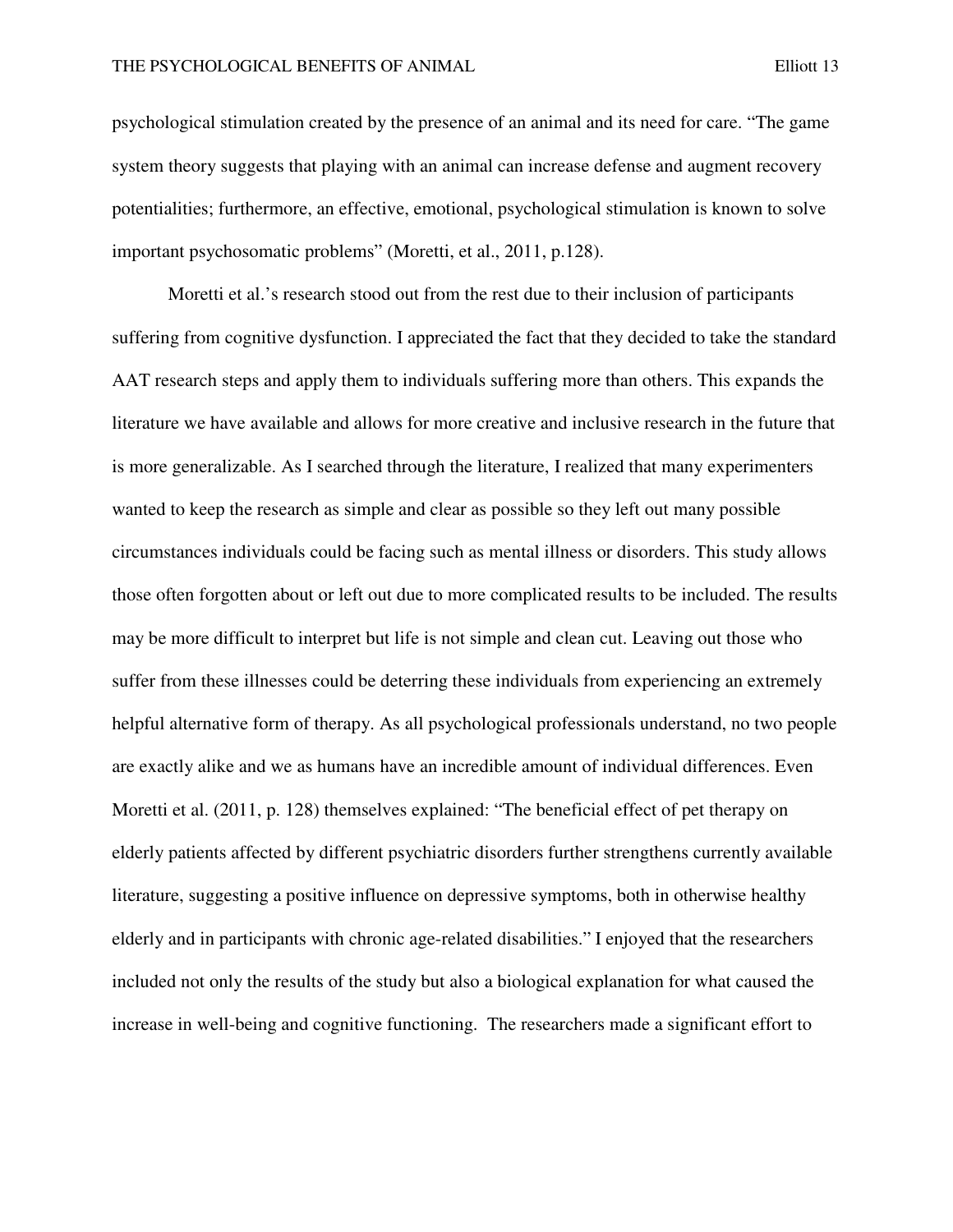psychological stimulation created by the presence of an animal and its need for care. "The game system theory suggests that playing with an animal can increase defense and augment recovery potentialities; furthermore, an effective, emotional, psychological stimulation is known to solve important psychosomatic problems" (Moretti, et al., 2011, p.128).

Moretti et al.'s research stood out from the rest due to their inclusion of participants suffering from cognitive dysfunction. I appreciated the fact that they decided to take the standard AAT research steps and apply them to individuals suffering more than others. This expands the literature we have available and allows for more creative and inclusive research in the future that is more generalizable. As I searched through the literature, I realized that many experimenters wanted to keep the research as simple and clear as possible so they left out many possible circumstances individuals could be facing such as mental illness or disorders. This study allows those often forgotten about or left out due to more complicated results to be included. The results may be more difficult to interpret but life is not simple and clean cut. Leaving out those who suffer from these illnesses could be deterring these individuals from experiencing an extremely helpful alternative form of therapy. As all psychological professionals understand, no two people are exactly alike and we as humans have an incredible amount of individual differences. Even Moretti et al. (2011, p. 128) themselves explained: "The beneficial effect of pet therapy on elderly patients affected by different psychiatric disorders further strengthens currently available literature, suggesting a positive influence on depressive symptoms, both in otherwise healthy elderly and in participants with chronic age-related disabilities." I enjoyed that the researchers included not only the results of the study but also a biological explanation for what caused the increase in well-being and cognitive functioning. The researchers made a significant effort to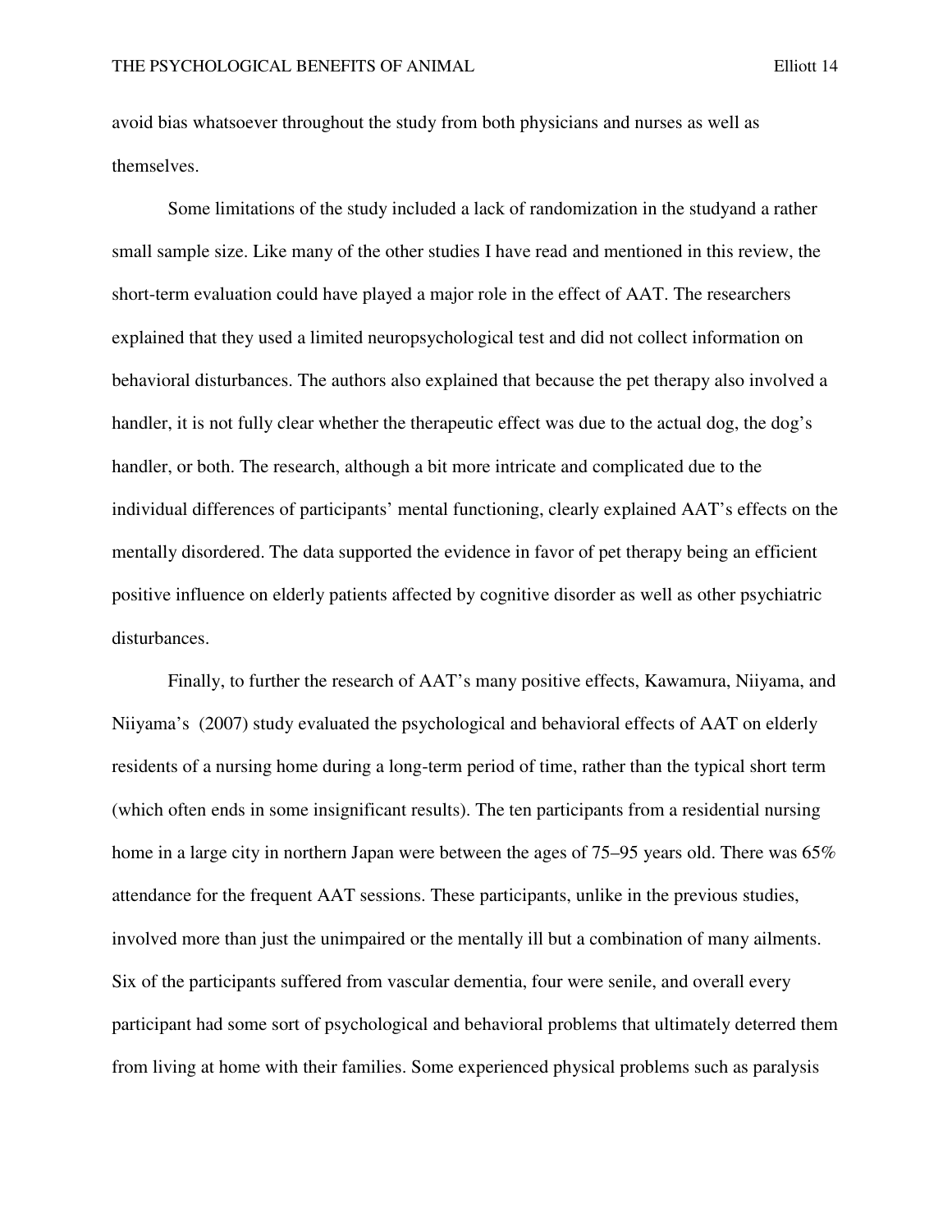avoid bias whatsoever throughout the study from both physicians and nurses as well as themselves.

Some limitations of the study included a lack of randomization in the studyand a rather small sample size. Like many of the other studies I have read and mentioned in this review, the short-term evaluation could have played a major role in the effect of AAT. The researchers explained that they used a limited neuropsychological test and did not collect information on behavioral disturbances. The authors also explained that because the pet therapy also involved a handler, it is not fully clear whether the therapeutic effect was due to the actual dog, the dog's handler, or both. The research, although a bit more intricate and complicated due to the individual differences of participants' mental functioning, clearly explained AAT's effects on the mentally disordered. The data supported the evidence in favor of pet therapy being an efficient positive influence on elderly patients affected by cognitive disorder as well as other psychiatric disturbances.

Finally, to further the research of AAT's many positive effects, Kawamura, Niiyama, and Niiyama's (2007) study evaluated the psychological and behavioral effects of AAT on elderly residents of a nursing home during a long-term period of time, rather than the typical short term (which often ends in some insignificant results). The ten participants from a residential nursing home in a large city in northern Japan were between the ages of 75–95 years old. There was 65% attendance for the frequent AAT sessions. These participants, unlike in the previous studies, involved more than just the unimpaired or the mentally ill but a combination of many ailments. Six of the participants suffered from vascular dementia, four were senile, and overall every participant had some sort of psychological and behavioral problems that ultimately deterred them from living at home with their families. Some experienced physical problems such as paralysis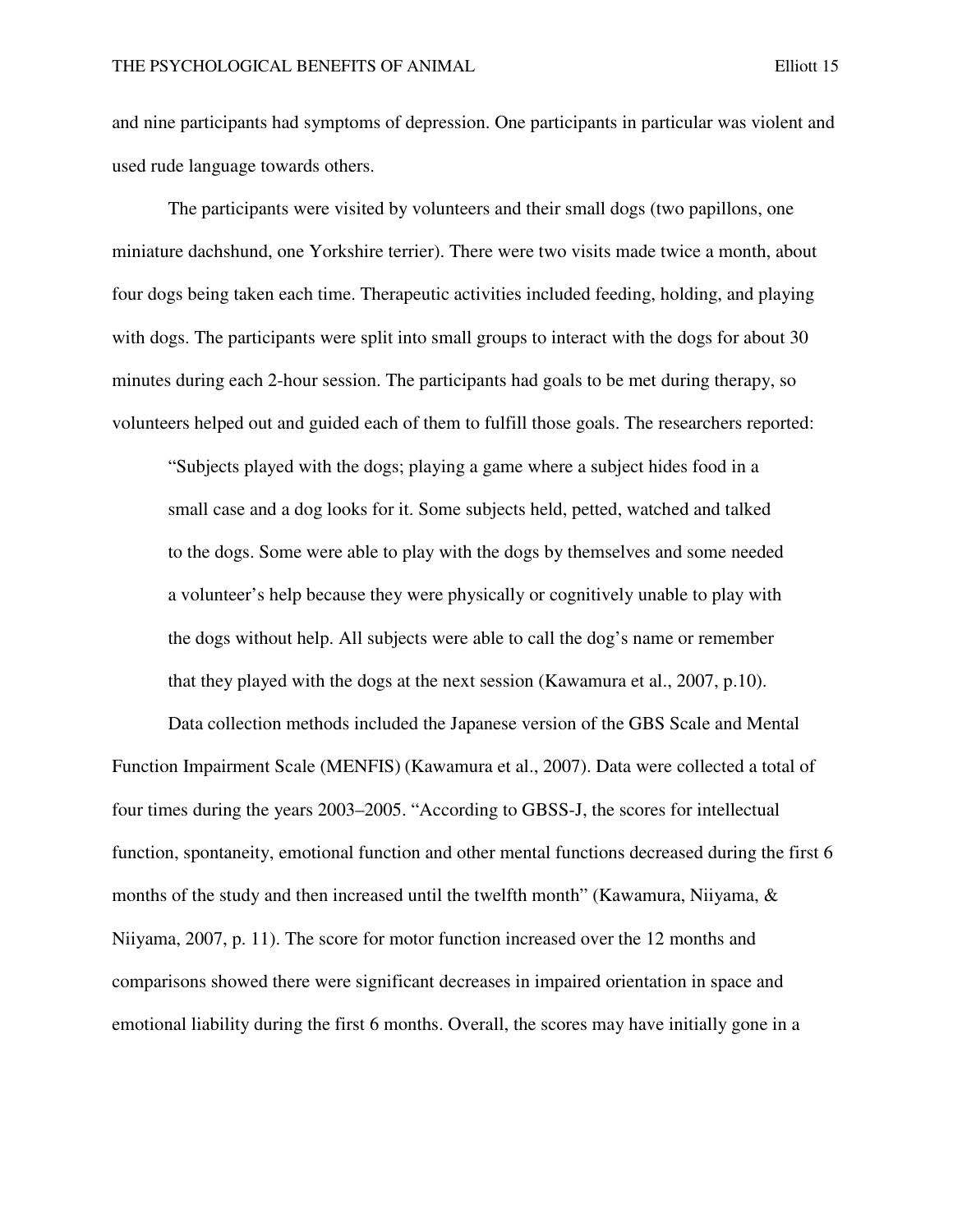and nine participants had symptoms of depression. One participants in particular was violent and used rude language towards others.

The participants were visited by volunteers and their small dogs (two papillons, one miniature dachshund, one Yorkshire terrier). There were two visits made twice a month, about four dogs being taken each time. Therapeutic activities included feeding, holding, and playing with dogs. The participants were split into small groups to interact with the dogs for about 30 minutes during each 2-hour session. The participants had goals to be met during therapy, so volunteers helped out and guided each of them to fulfill those goals. The researchers reported:

> "Subjects played with the dogs; playing a game where a subject hides food in a small case and a dog looks for it. Some subjects held, petted, watched and talked to the dogs. Some were able to play with the dogs by themselves and some needed a volunteer's help because they were physically or cognitively unable to play with the dogs without help. All subjects were able to call the dog's name or remember that they played with the dogs at the next session (Kawamura et al., 2007, p.10).

Data collection methods included the Japanese version of the GBS Scale and Mental Function Impairment Scale (MENFIS) (Kawamura et al., 2007). Data were collected a total of four times during the years 2003–2005. "According to GBSS-J, the scores for intellectual function, spontaneity, emotional function and other mental functions decreased during the first 6 months of the study and then increased until the twelfth month" (Kawamura, Niiyama, & Niiyama, 2007, p. 11). The score for motor function increased over the 12 months and comparisons showed there were significant decreases in impaired orientation in space and emotional liability during the first 6 months. Overall, the scores may have initially gone in a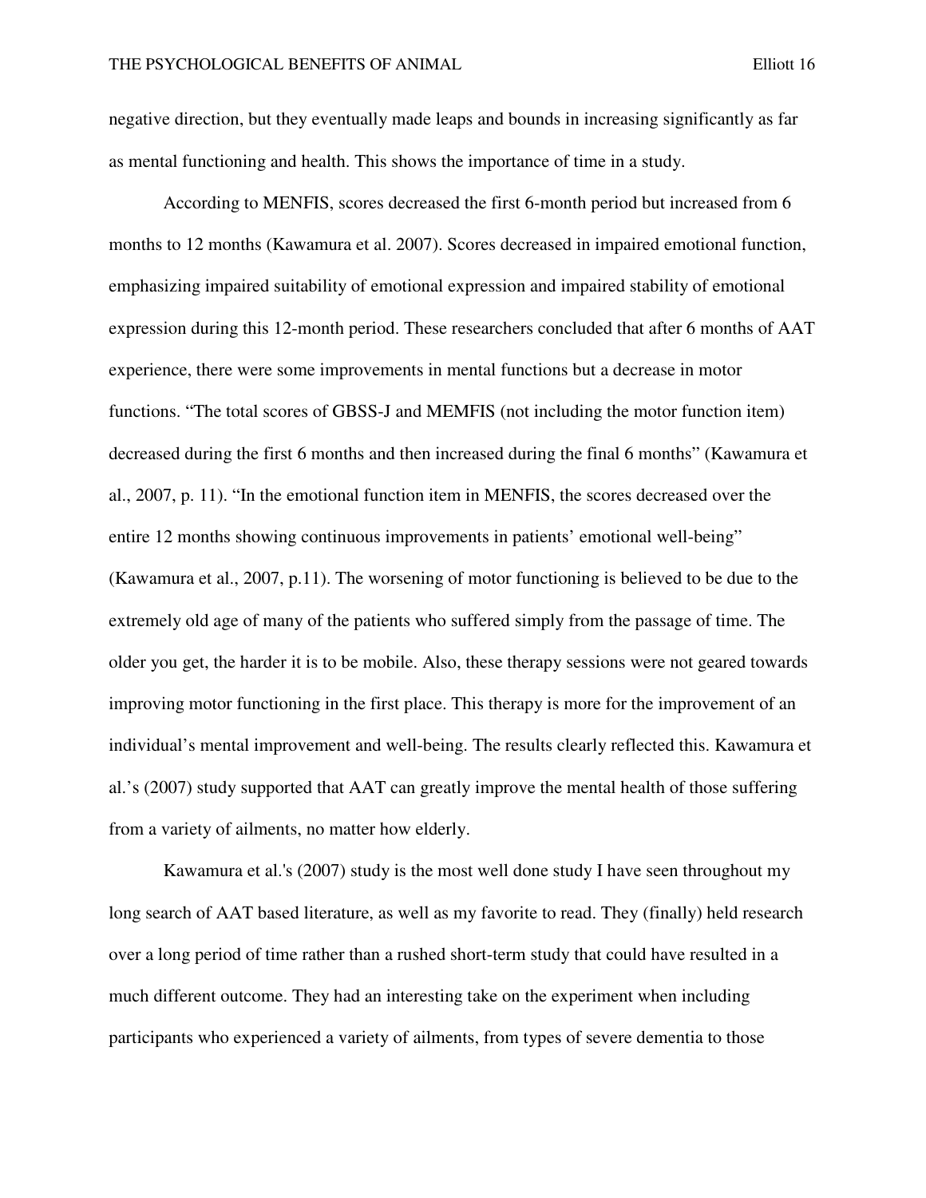negative direction, but they eventually made leaps and bounds in increasing significantly as far as mental functioning and health. This shows the importance of time in a study.

According to MENFIS, scores decreased the first 6-month period but increased from 6 months to 12 months (Kawamura et al. 2007). Scores decreased in impaired emotional function, emphasizing impaired suitability of emotional expression and impaired stability of emotional expression during this 12-month period. These researchers concluded that after 6 months of AAT experience, there were some improvements in mental functions but a decrease in motor functions. "The total scores of GBSS-J and MEMFIS (not including the motor function item) decreased during the first 6 months and then increased during the final 6 months" (Kawamura et al., 2007, p. 11). "In the emotional function item in MENFIS, the scores decreased over the entire 12 months showing continuous improvements in patients' emotional well-being" (Kawamura et al., 2007, p.11). The worsening of motor functioning is believed to be due to the extremely old age of many of the patients who suffered simply from the passage of time. The older you get, the harder it is to be mobile. Also, these therapy sessions were not geared towards improving motor functioning in the first place. This therapy is more for the improvement of an individual's mental improvement and well-being. The results clearly reflected this. Kawamura et al.'s (2007) study supported that AAT can greatly improve the mental health of those suffering from a variety of ailments, no matter how elderly.

Kawamura et al.'s (2007) study is the most well done study I have seen throughout my long search of AAT based literature, as well as my favorite to read. They (finally) held research over a long period of time rather than a rushed short-term study that could have resulted in a much different outcome. They had an interesting take on the experiment when including participants who experienced a variety of ailments, from types of severe dementia to those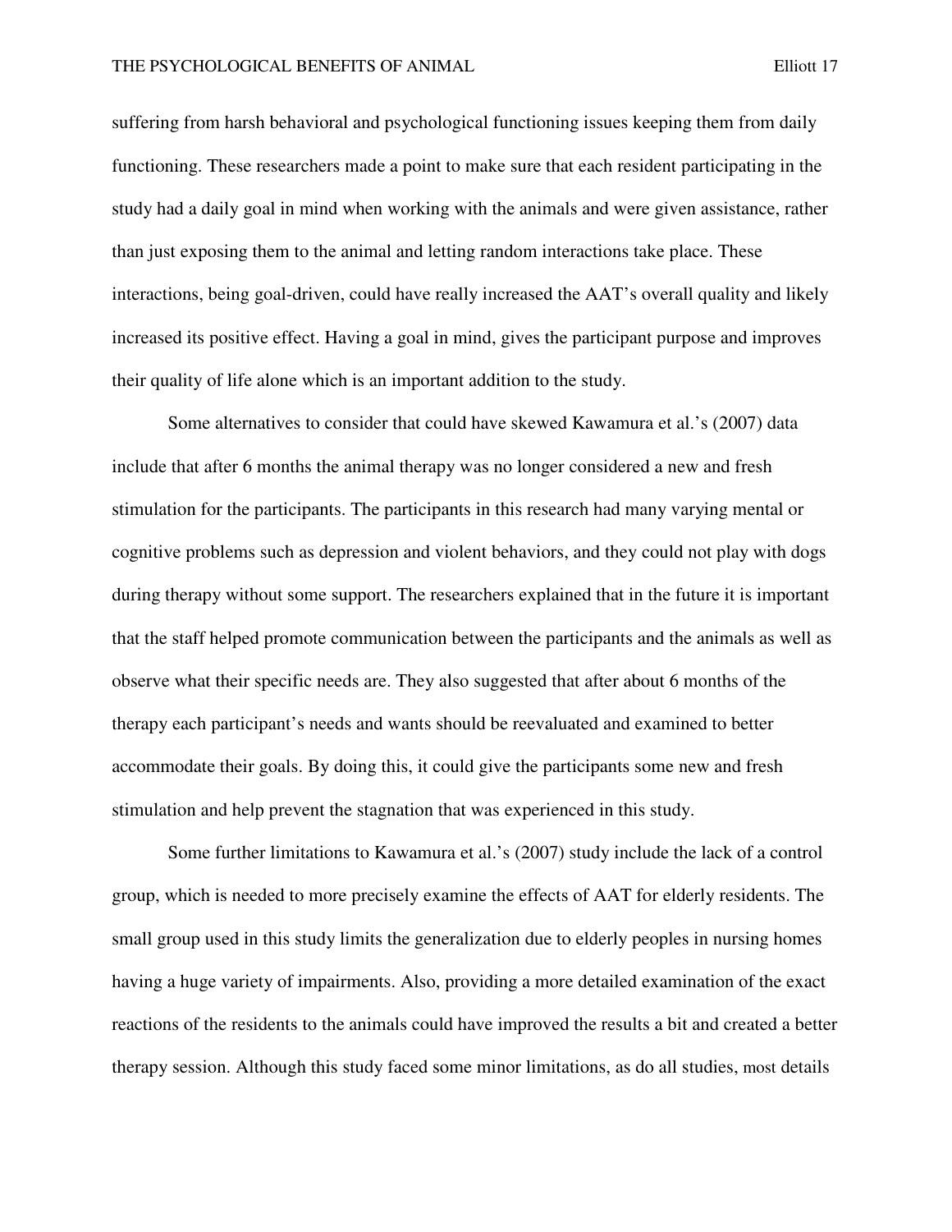suffering from harsh behavioral and psychological functioning issues keeping them from daily functioning. These researchers made a point to make sure that each resident participating in the study had a daily goal in mind when working with the animals and were given assistance, rather than just exposing them to the animal and letting random interactions take place. These interactions, being goal-driven, could have really increased the AAT's overall quality and likely increased its positive effect. Having a goal in mind, gives the participant purpose and improves their quality of life alone which is an important addition to the study.

Some alternatives to consider that could have skewed Kawamura et al.'s (2007) data include that after 6 months the animal therapy was no longer considered a new and fresh stimulation for the participants. The participants in this research had many varying mental or cognitive problems such as depression and violent behaviors, and they could not play with dogs during therapy without some support. The researchers explained that in the future it is important that the staff helped promote communication between the participants and the animals as well as observe what their specific needs are. They also suggested that after about 6 months of the therapy each participant's needs and wants should be reevaluated and examined to better accommodate their goals. By doing this, it could give the participants some new and fresh stimulation and help prevent the stagnation that was experienced in this study.

Some further limitations to Kawamura et al.'s (2007) study include the lack of a control group, which is needed to more precisely examine the effects of AAT for elderly residents. The small group used in this study limits the generalization due to elderly peoples in nursing homes having a huge variety of impairments. Also, providing a more detailed examination of the exact reactions of the residents to the animals could have improved the results a bit and created a better therapy session. Although this study faced some minor limitations, as do all studies, most details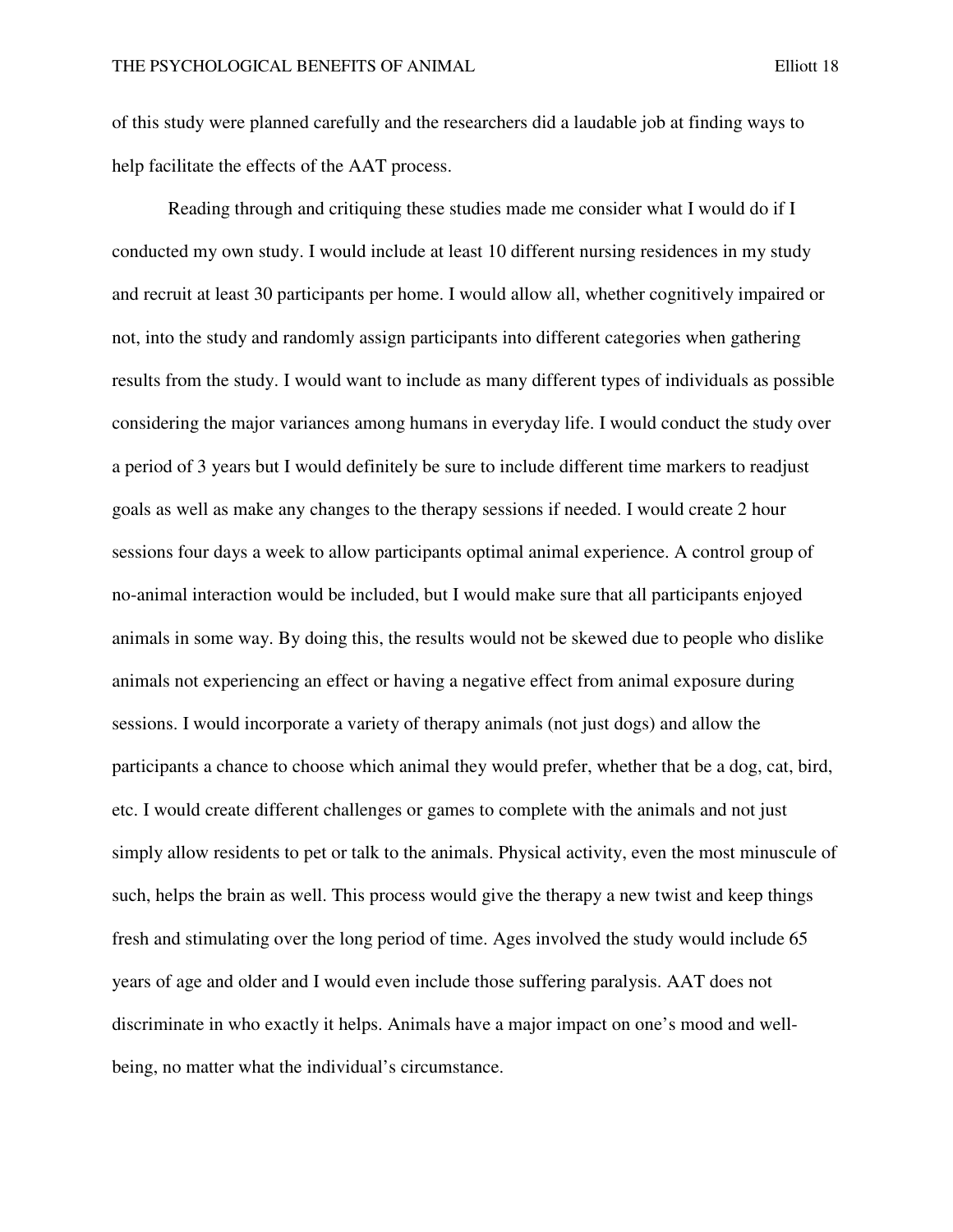of this study were planned carefully and the researchers did a laudable job at finding ways to help facilitate the effects of the AAT process.

Reading through and critiquing these studies made me consider what I would do if I conducted my own study. I would include at least 10 different nursing residences in my study and recruit at least 30 participants per home. I would allow all, whether cognitively impaired or not, into the study and randomly assign participants into different categories when gathering results from the study. I would want to include as many different types of individuals as possible considering the major variances among humans in everyday life. I would conduct the study over a period of 3 years but I would definitely be sure to include different time markers to readjust goals as well as make any changes to the therapy sessions if needed. I would create 2 hour sessions four days a week to allow participants optimal animal experience. A control group of no-animal interaction would be included, but I would make sure that all participants enjoyed animals in some way. By doing this, the results would not be skewed due to people who dislike animals not experiencing an effect or having a negative effect from animal exposure during sessions. I would incorporate a variety of therapy animals (not just dogs) and allow the participants a chance to choose which animal they would prefer, whether that be a dog, cat, bird, etc. I would create different challenges or games to complete with the animals and not just simply allow residents to pet or talk to the animals. Physical activity, even the most minuscule of such, helps the brain as well. This process would give the therapy a new twist and keep things fresh and stimulating over the long period of time. Ages involved the study would include 65 years of age and older and I would even include those suffering paralysis. AAT does not discriminate in who exactly it helps. Animals have a major impact on one's mood and well-being, no matter what the individual's circumstance.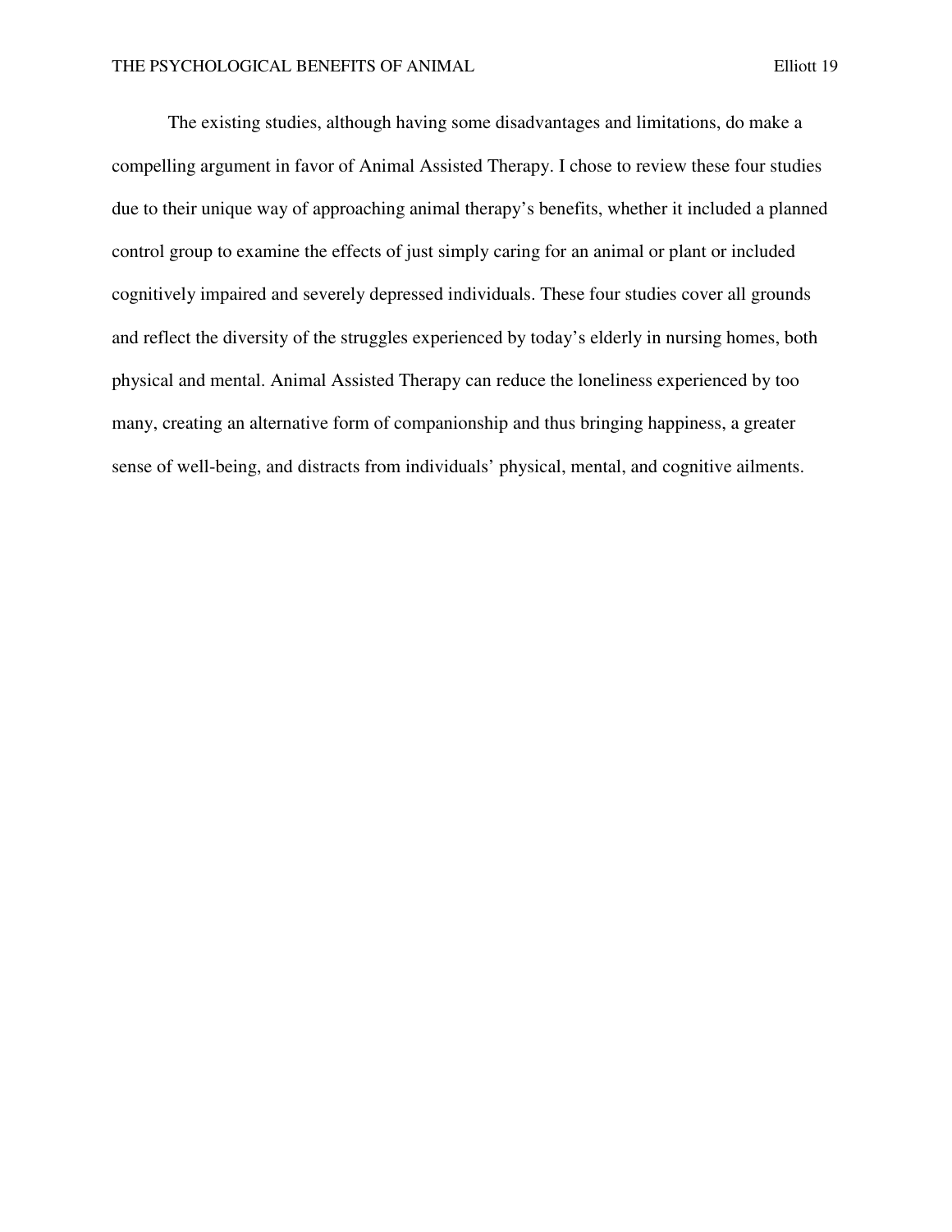The existing studies, although having some disadvantages and limitations, do make a compelling argument in favor of Animal Assisted Therapy. I chose to review these four studies due to their unique way of approaching animal therapy's benefits, whether it included a planned control group to examine the effects of just simply caring for an animal or plant or included cognitively impaired and severely depressed individuals. These four studies cover all grounds and reflect the diversity of the struggles experienced by today's elderly in nursing homes, both physical and mental. Animal Assisted Therapy can reduce the loneliness experienced by too many, creating an alternative form of companionship and thus bringing happiness, a greater sense of well-being, and distracts from individuals' physical, mental, and cognitive ailments.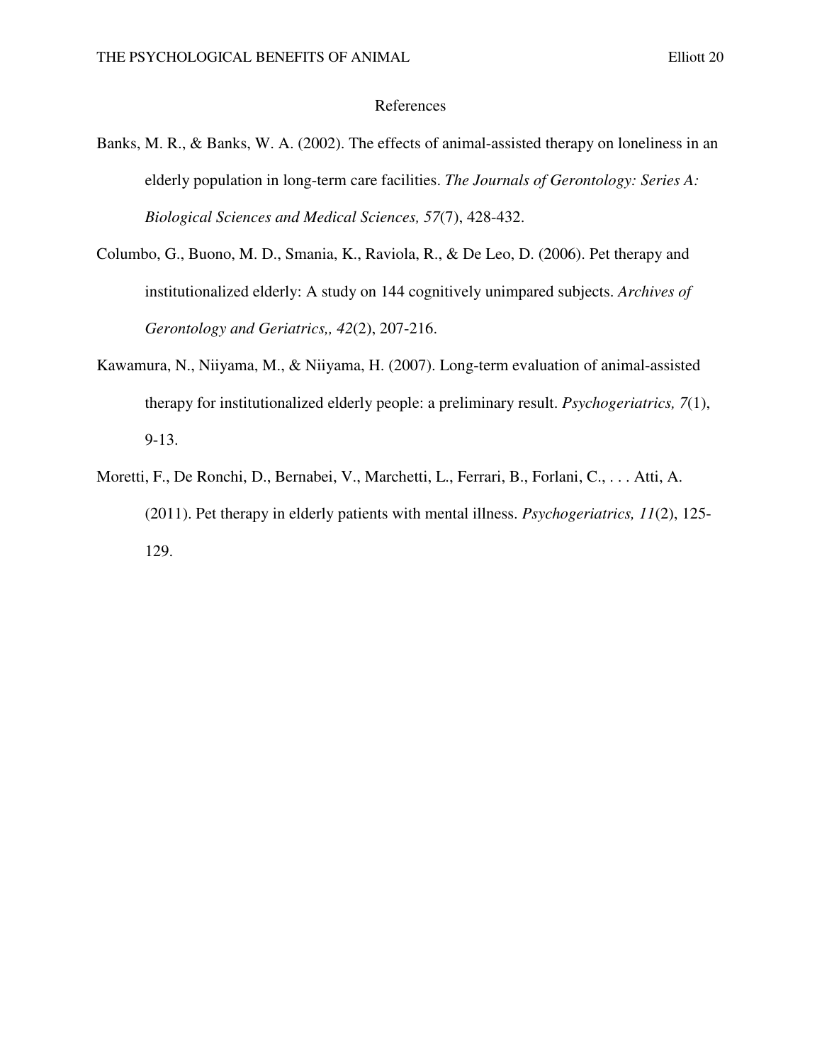# References

Banks, M. R., & Banks, W. A. (2002). The effects of animal-assisted therapy on loneliness in an elderly population in long-term care facilities. *The Journals of Gerontology: Series A: Biological Sciences and Medical Sciences, 57*(7), 428-432.

Columbo, G., Buono, M. D., Smania, K., Raviola, R., & De Leo, D. (2006). Pet therapy and institutionalized elderly: A study on 144 cognitively unimpared subjects. *Archives of Gerontology and Geriatrics,, 42*(2), 207-216.

Kawamura, N., Niiyama, M., & Niiyama, H. (2007). Long-term evaluation of animal-assisted therapy for institutionalized elderly people: a preliminary result. *Psychogeriatrics, 7*(1), 9-13.

Moretti, F., De Ronchi, D., Bernabei, V., Marchetti, L., Ferrari, B., Forlani, C., . . . Atti, A. (2011). Pet therapy in elderly patients with mental illness. *Psychogeriatrics, 11*(2), 125-129.